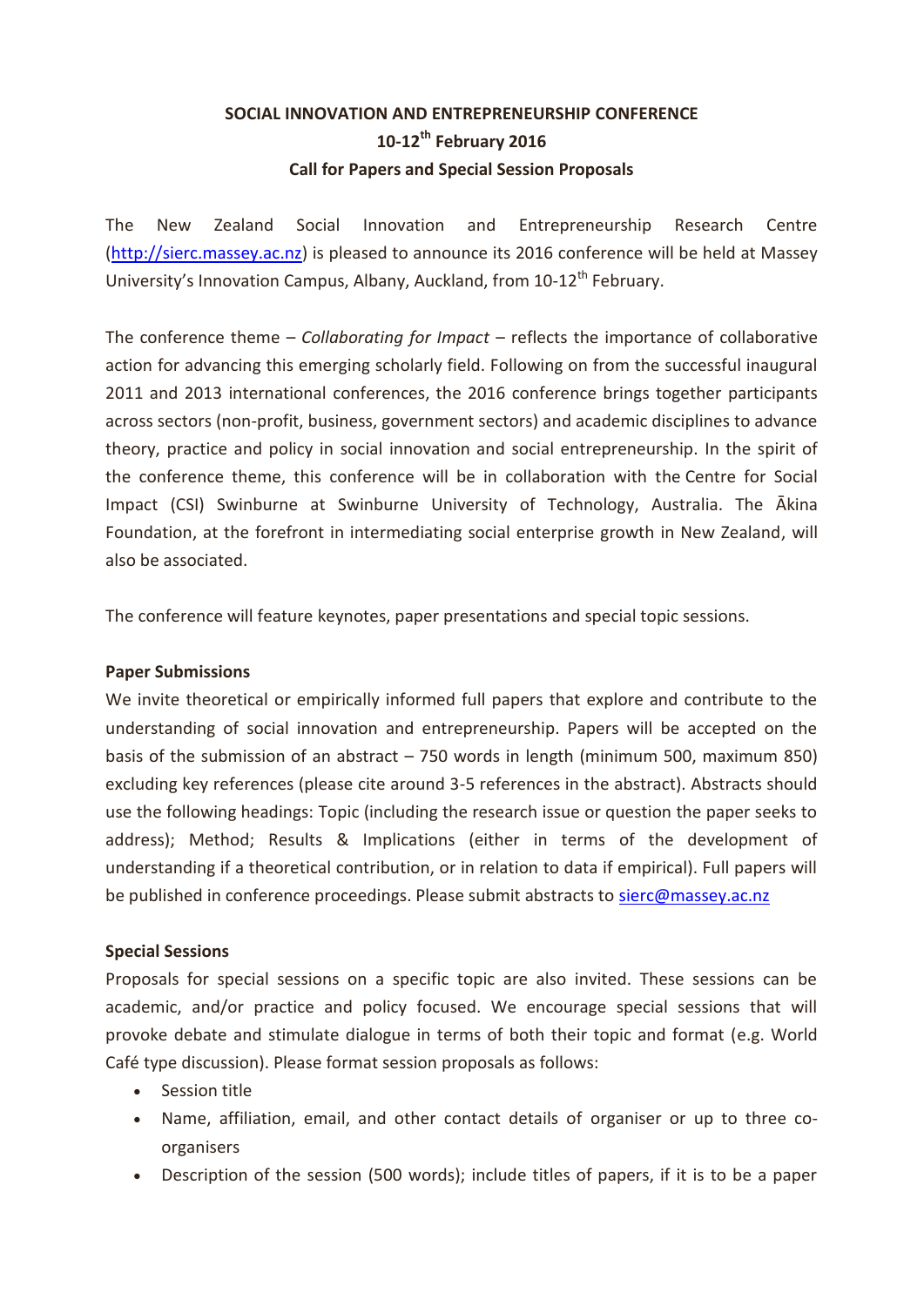**SOCIAL INNOVATION AND ENTREPRENEURSHIP CONFERENCE**

**10-12th February 2016**

**Call for Papers and Special Session Proposals**

The New Zealand Social Innovation and Entrepreneurship Research Centre (http://sierc.massey.ac.nz) is pleased to announce its 2016 conference will be held at Massey University's Innovation Campus, Albany, Auckland, from 10-12th February.

The conference theme – *Collaborating for Impact* – reflects the importance of collaborative action for advancing this emerging scholarly field. Following on from the successful inaugural 2011 and 2013 international conferences, the 2016 conference brings together participants across sectors (non-profit, business, government sectors) and academic disciplines to advance theory, practice and policy in social innovation and social entrepreneurship. In the spirit of the conference theme, this conference will be in collaboration with the Centre for Social Impact (CSI) Swinburne at Swinburne University of Technology, Australia. The Ākina Foundation, at the forefront in intermediating social enterprise growth in New Zealand, will also be associated.

The conference will feature keynotes, paper presentations and special topic sessions.

**Paper Submissions**

We invite theoretical or empirically informed full papers that explore and contribute to the understanding of social innovation and entrepreneurship. Papers will be accepted on the basis of the submission of an abstract – 750 words in length (minimum 500, maximum 850) excluding key references (please cite around 3-5 references in the abstract). Abstracts should use the following headings: Topic (including the research issue or question the paper seeks to address); Method; Results & Implications (either in terms of the development of understanding if a theoretical contribution, or in relation to data if empirical). Full papers will be published in conference proceedings. Please submit abstracts to sierc@massey.ac.nz

**Special Sessions**

Proposals for special sessions on a specific topic are also invited. These sessions can be academic, and/or practice and policy focused. We encourage special sessions that will provoke debate and stimulate dialogue in terms of both their topic and format (e.g. World Café type discussion). Please format session proposals as follows:

- Session title
- Name, affiliation, email, and other contact details of organiser or up to three co-organisers
- Description of the session (500 words); include titles of papers, if it is to be a paper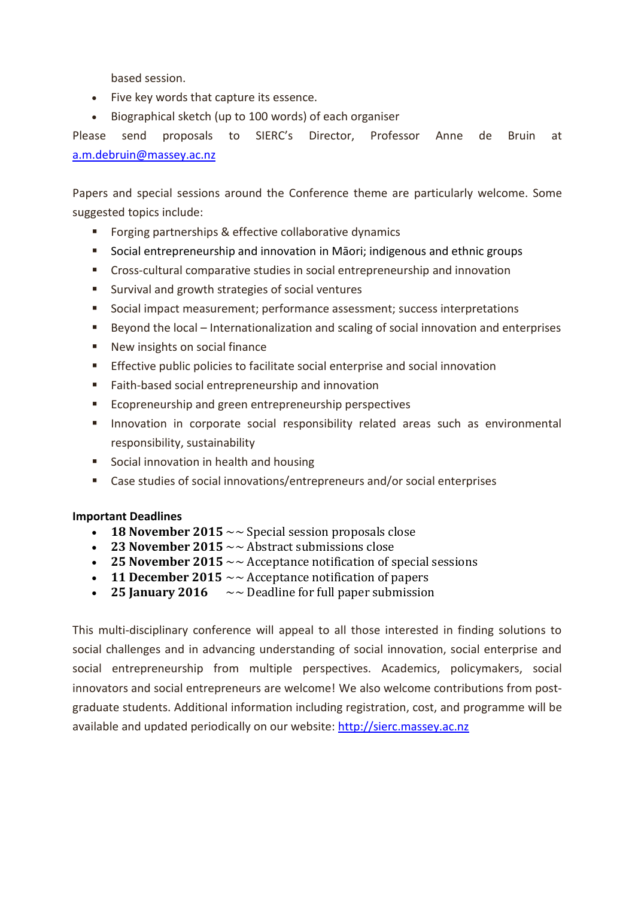based session.

- Five key words that capture its essence.
- Biographical sketch (up to 100 words) of each organiser

Please send proposals to SIERC's Director, Professor Anne de Bruin at a.m.debruin@massey.ac.nz

Papers and special sessions around the Conference theme are particularly welcome. Some suggested topics include:

- Forging partnerships & effective collaborative dynamics
- Social entrepreneurship and innovation in Māori; indigenous and ethnic groups
- Cross-cultural comparative studies in social entrepreneurship and innovation
- Survival and growth strategies of social ventures
- Social impact measurement; performance assessment; success interpretations
- Beyond the local – Internationalization and scaling of social innovation and enterprises
- New insights on social finance
- Effective public policies to facilitate social enterprise and social innovation
- Faith-based social entrepreneurship and innovation
- Ecopreneurship and green entrepreneurship perspectives
- Innovation in corporate social responsibility related areas such as environmental responsibility, sustainability
- Social innovation in health and housing
- Case studies of social innovations/entrepreneurs and/or social enterprises

**Important Deadlines**

- **18 November 2015** ~~ Special session proposals close
- **23 November 2015** ~~ Abstract submissions close
- **25 November 2015** ~~ Acceptance notification of special sessions
- **11 December 2015** ~~ Acceptance notification of papers
- **25 January 2016** ~~ Deadline for full paper submission

This multi-disciplinary conference will appeal to all those interested in finding solutions to social challenges and in advancing understanding of social innovation, social enterprise and social entrepreneurship from multiple perspectives. Academics, policymakers, social innovators and social entrepreneurs are welcome! We also welcome contributions from post-graduate students. Additional information including registration, cost, and programme will be available and updated periodically on our website: http://sierc.massey.ac.nz